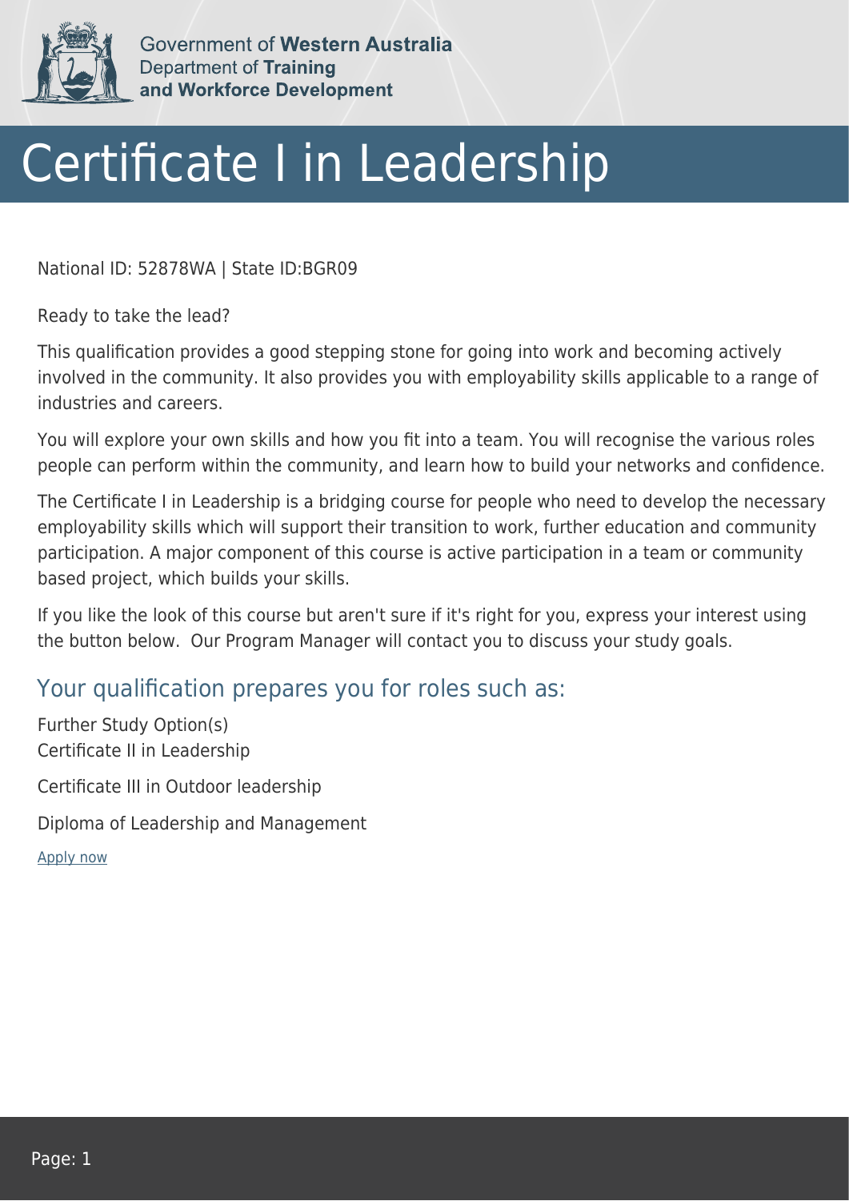Government of **Western Australia**
Department of **Training and Workforce Development**

# Certificate I in Leadership

National ID: 52878WA | State ID:BGR09

Ready to take the lead?

This qualification provides a good stepping stone for going into work and becoming actively involved in the community. It also provides you with employability skills applicable to a range of industries and careers.

You will explore your own skills and how you fit into a team. You will recognise the various roles people can perform within the community, and learn how to build your networks and confidence.

The Certificate I in Leadership is a bridging course for people who need to develop the necessary employability skills which will support their transition to work, further education and community participation. A major component of this course is active participation in a team or community based project, which builds your skills.

If you like the look of this course but aren't sure if it's right for you, express your interest using the button below. Our Program Manager will contact you to discuss your study goals.

## Your qualification prepares you for roles such as:

Further Study Option(s)
Certificate II in Leadership

Certificate III in Outdoor leadership

Diploma of Leadership and Management

Apply now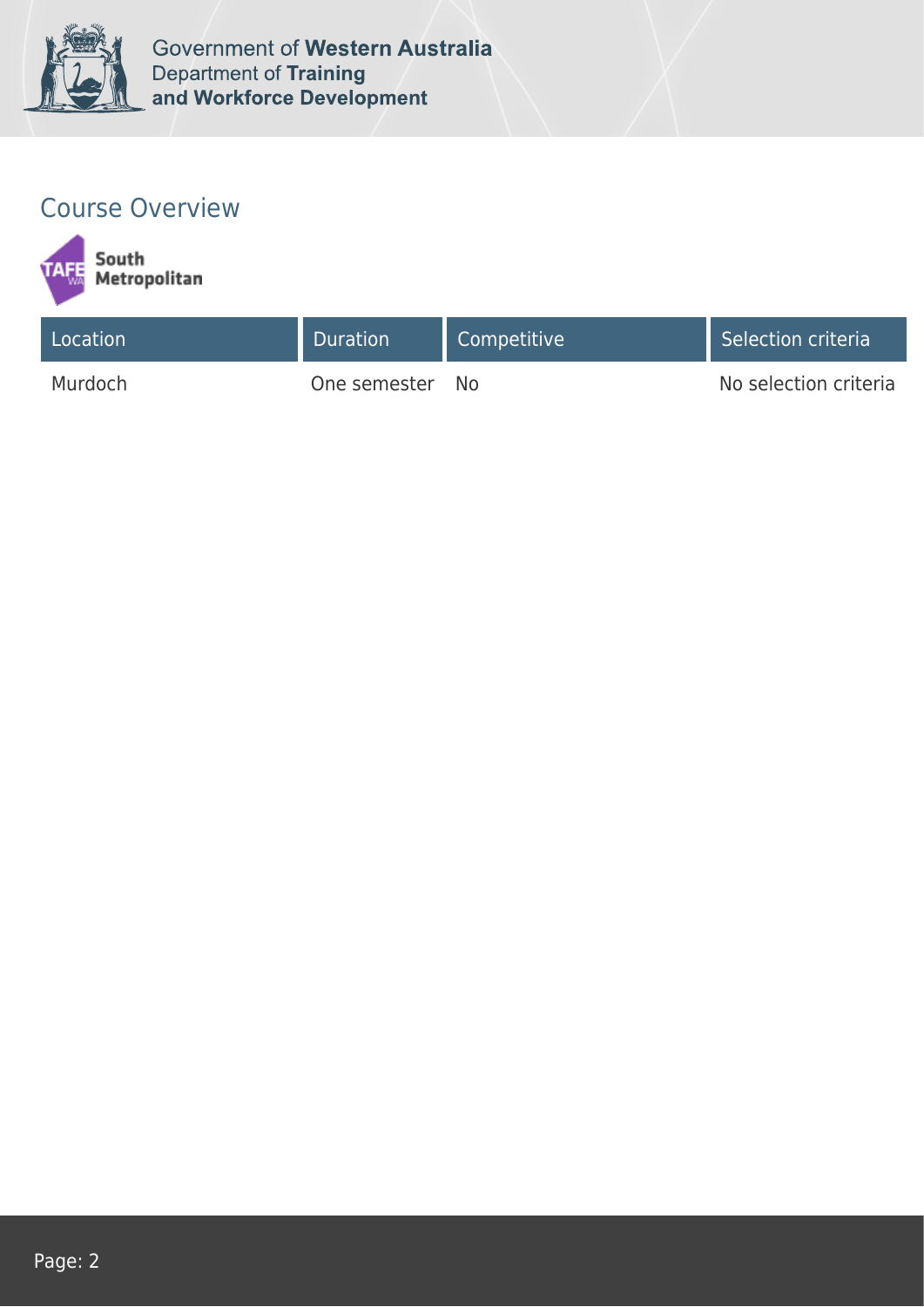## Course Overview

South Metropolitan

| Location | Duration | Competitive | Selection criteria |
| --- | --- | --- | --- |
| Murdoch | One semester | No | No selection criteria |